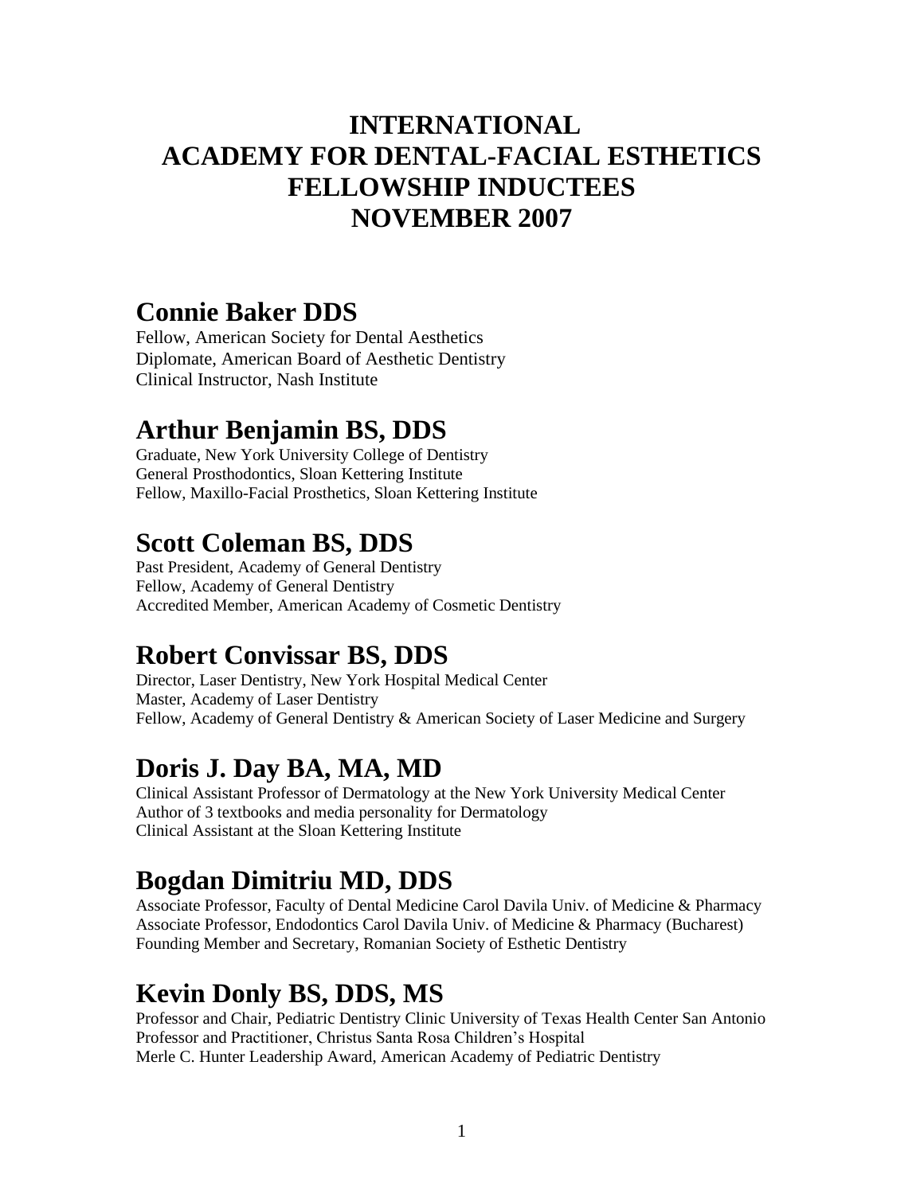# INTERNATIONAL ACADEMY FOR DENTAL-FACIAL ESTHETICS FELLOWSHIP INDUCTEES NOVEMBER 2007

## Connie Baker DDS

Fellow, American Society for Dental Aesthetics
Diplomate, American Board of Aesthetic Dentistry
Clinical Instructor, Nash Institute

## Arthur Benjamin BS, DDS

Graduate, New York University College of Dentistry
General Prosthodontics, Sloan Kettering Institute
Fellow, Maxillo-Facial Prosthetics, Sloan Kettering Institute

## Scott Coleman BS, DDS

Past President, Academy of General Dentistry
Fellow, Academy of General Dentistry
Accredited Member, American Academy of Cosmetic Dentistry

## Robert Convissar BS, DDS

Director, Laser Dentistry, New York Hospital Medical Center
Master, Academy of Laser Dentistry
Fellow, Academy of General Dentistry & American Society of Laser Medicine and Surgery

## Doris J. Day BA, MA, MD

Clinical Assistant Professor of Dermatology at the New York University Medical Center
Author of 3 textbooks and media personality for Dermatology
Clinical Assistant at the Sloan Kettering Institute

## Bogdan Dimitriu MD, DDS

Associate Professor, Faculty of Dental Medicine Carol Davila Univ. of Medicine & Pharmacy
Associate Professor, Endodontics Carol Davila Univ. of Medicine & Pharmacy (Bucharest)
Founding Member and Secretary, Romanian Society of Esthetic Dentistry

## Kevin Donly BS, DDS, MS

Professor and Chair, Pediatric Dentistry Clinic University of Texas Health Center San Antonio
Professor and Practitioner, Christus Santa Rosa Children's Hospital
Merle C. Hunter Leadership Award, American Academy of Pediatric Dentistry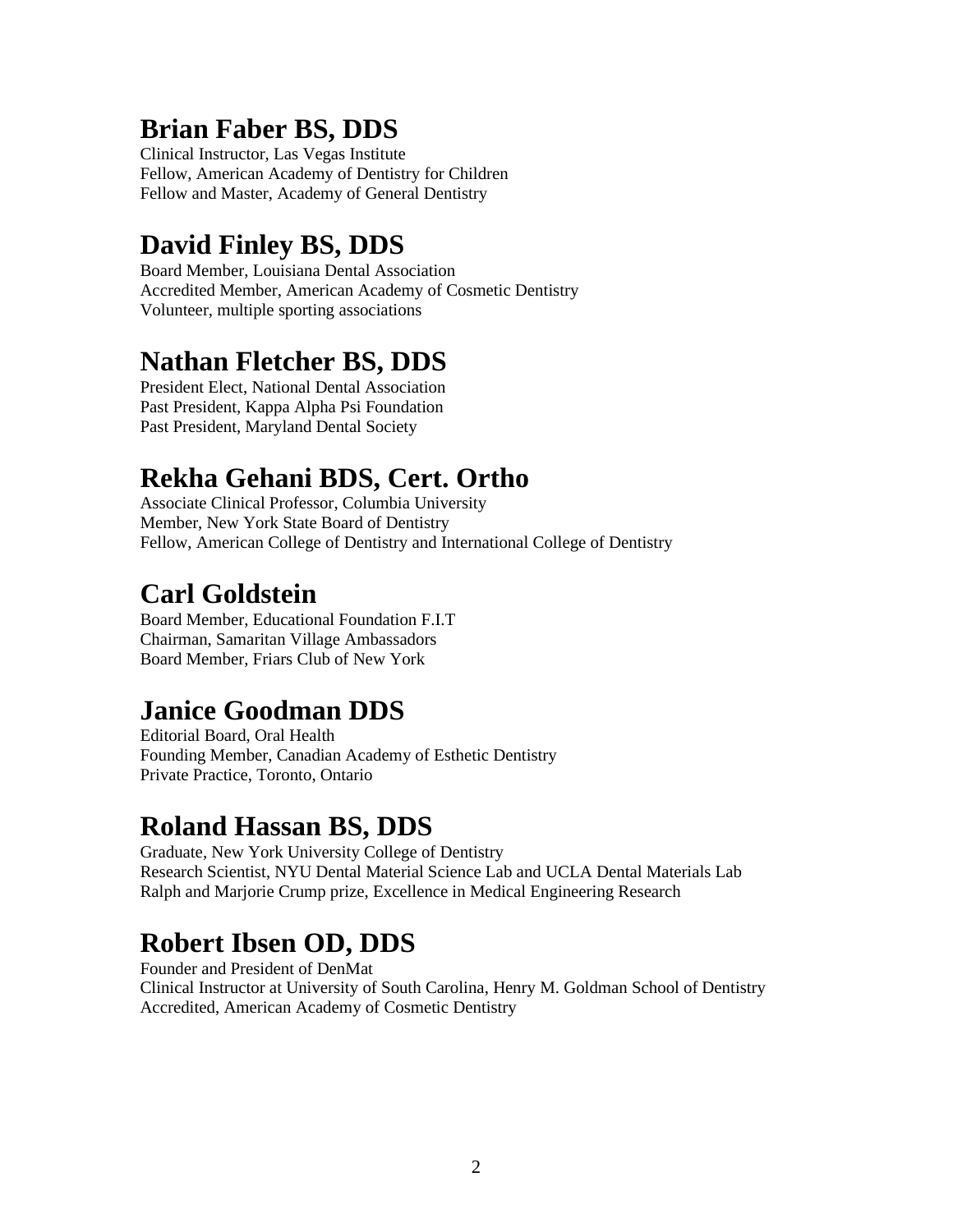## Brian Faber BS, DDS

Clinical Instructor, Las Vegas Institute
Fellow, American Academy of Dentistry for Children
Fellow and Master, Academy of General Dentistry

## David Finley BS, DDS

Board Member, Louisiana Dental Association
Accredited Member, American Academy of Cosmetic Dentistry
Volunteer, multiple sporting associations

## Nathan Fletcher BS, DDS

President Elect, National Dental Association
Past President, Kappa Alpha Psi Foundation
Past President, Maryland Dental Society

## Rekha Gehani BDS, Cert. Ortho

Associate Clinical Professor, Columbia University
Member, New York State Board of Dentistry
Fellow, American College of Dentistry and International College of Dentistry

## Carl Goldstein

Board Member, Educational Foundation F.I.T
Chairman, Samaritan Village Ambassadors
Board Member, Friars Club of New York

## Janice Goodman DDS

Editorial Board, Oral Health
Founding Member, Canadian Academy of Esthetic Dentistry
Private Practice, Toronto, Ontario

## Roland Hassan BS, DDS

Graduate, New York University College of Dentistry
Research Scientist, NYU Dental Material Science Lab and UCLA Dental Materials Lab
Ralph and Marjorie Crump prize, Excellence in Medical Engineering Research

## Robert Ibsen OD, DDS

Founder and President of DenMat
Clinical Instructor at University of South Carolina, Henry M. Goldman School of Dentistry
Accredited, American Academy of Cosmetic Dentistry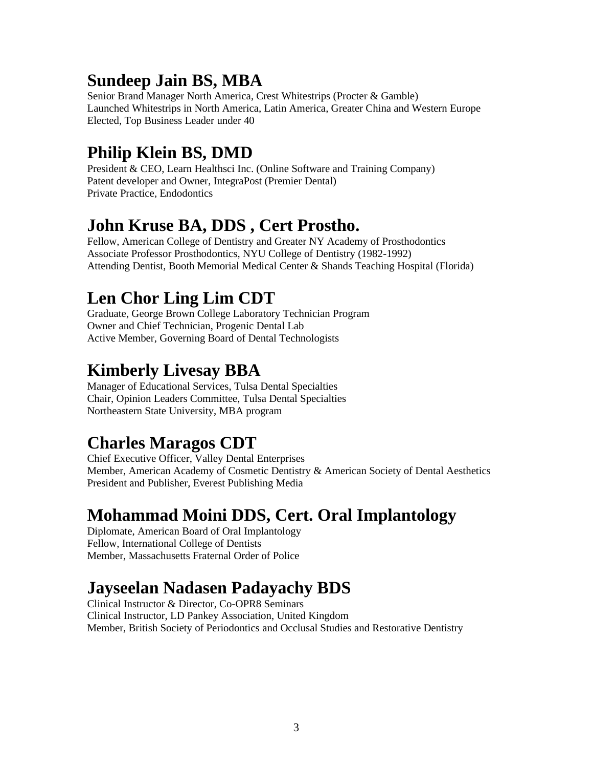## Sundeep Jain BS, MBA

Senior Brand Manager North America, Crest Whitestrips (Procter & Gamble)
Launched Whitestrips in North America, Latin America, Greater China and Western Europe
Elected, Top Business Leader under 40

## Philip Klein BS, DMD

President & CEO, Learn Healthsci Inc. (Online Software and Training Company)
Patent developer and Owner, IntegraPost (Premier Dental)
Private Practice, Endodontics

## John Kruse BA, DDS , Cert Prostho.

Fellow, American College of Dentistry and Greater NY Academy of Prosthodontics
Associate Professor Prosthodontics, NYU College of Dentistry (1982-1992)
Attending Dentist, Booth Memorial Medical Center & Shands Teaching Hospital (Florida)

## Len Chor Ling Lim CDT

Graduate, George Brown College Laboratory Technician Program
Owner and Chief Technician, Progenic Dental Lab
Active Member, Governing Board of Dental Technologists

## Kimberly Livesay BBA

Manager of Educational Services, Tulsa Dental Specialties
Chair, Opinion Leaders Committee, Tulsa Dental Specialties
Northeastern State University, MBA program

## Charles Maragos CDT

Chief Executive Officer, Valley Dental Enterprises
Member, American Academy of Cosmetic Dentistry & American Society of Dental Aesthetics
President and Publisher, Everest Publishing Media

## Mohammad Moini DDS, Cert. Oral Implantology

Diplomate, American Board of Oral Implantology
Fellow, International College of Dentists
Member, Massachusetts Fraternal Order of Police

## Jayseelan Nadasen Padayachy BDS

Clinical Instructor & Director, Co-OPR8 Seminars
Clinical Instructor, LD Pankey Association, United Kingdom
Member, British Society of Periodontics and Occlusal Studies and Restorative Dentistry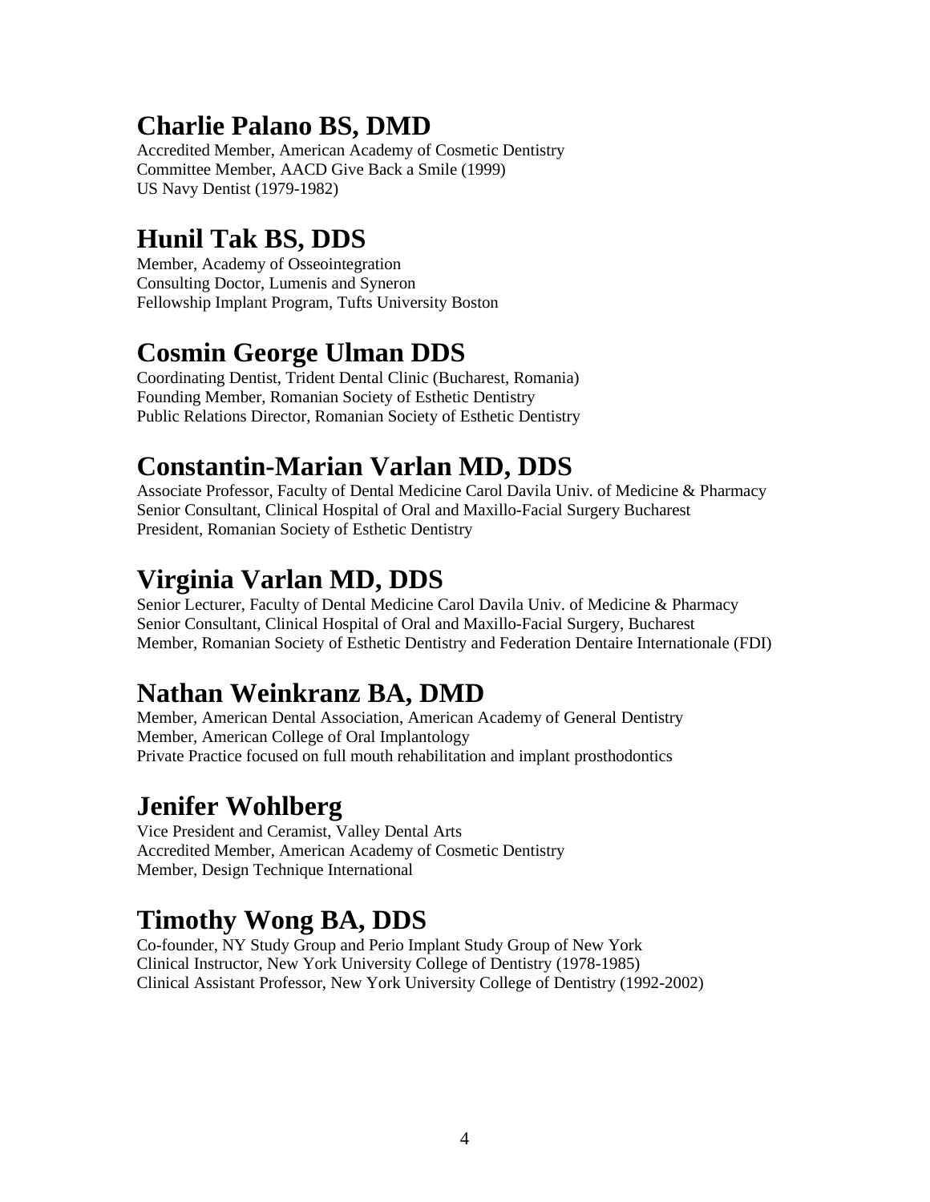## Charlie Palano BS, DMD

Accredited Member, American Academy of Cosmetic Dentistry
Committee Member, AACD Give Back a Smile (1999)
US Navy Dentist (1979-1982)

## Hunil Tak BS, DDS

Member, Academy of Osseointegration
Consulting Doctor, Lumenis and Syneron
Fellowship Implant Program, Tufts University Boston

## Cosmin George Ulman DDS

Coordinating Dentist, Trident Dental Clinic (Bucharest, Romania)
Founding Member, Romanian Society of Esthetic Dentistry
Public Relations Director, Romanian Society of Esthetic Dentistry

## Constantin-Marian Varlan MD, DDS

Associate Professor, Faculty of Dental Medicine Carol Davila Univ. of Medicine & Pharmacy
Senior Consultant, Clinical Hospital of Oral and Maxillo-Facial Surgery Bucharest
President, Romanian Society of Esthetic Dentistry

## Virginia Varlan MD, DDS

Senior Lecturer, Faculty of Dental Medicine Carol Davila Univ. of Medicine & Pharmacy
Senior Consultant, Clinical Hospital of Oral and Maxillo-Facial Surgery, Bucharest
Member, Romanian Society of Esthetic Dentistry and Federation Dentaire Internationale (FDI)

## Nathan Weinkranz BA, DMD

Member, American Dental Association, American Academy of General Dentistry
Member, American College of Oral Implantology
Private Practice focused on full mouth rehabilitation and implant prosthodontics

## Jenifer Wohlberg

Vice President and Ceramist, Valley Dental Arts
Accredited Member, American Academy of Cosmetic Dentistry
Member, Design Technique International

## Timothy Wong BA, DDS

Co-founder, NY Study Group and Perio Implant Study Group of New York
Clinical Instructor, New York University College of Dentistry (1978-1985)
Clinical Assistant Professor, New York University College of Dentistry (1992-2002)